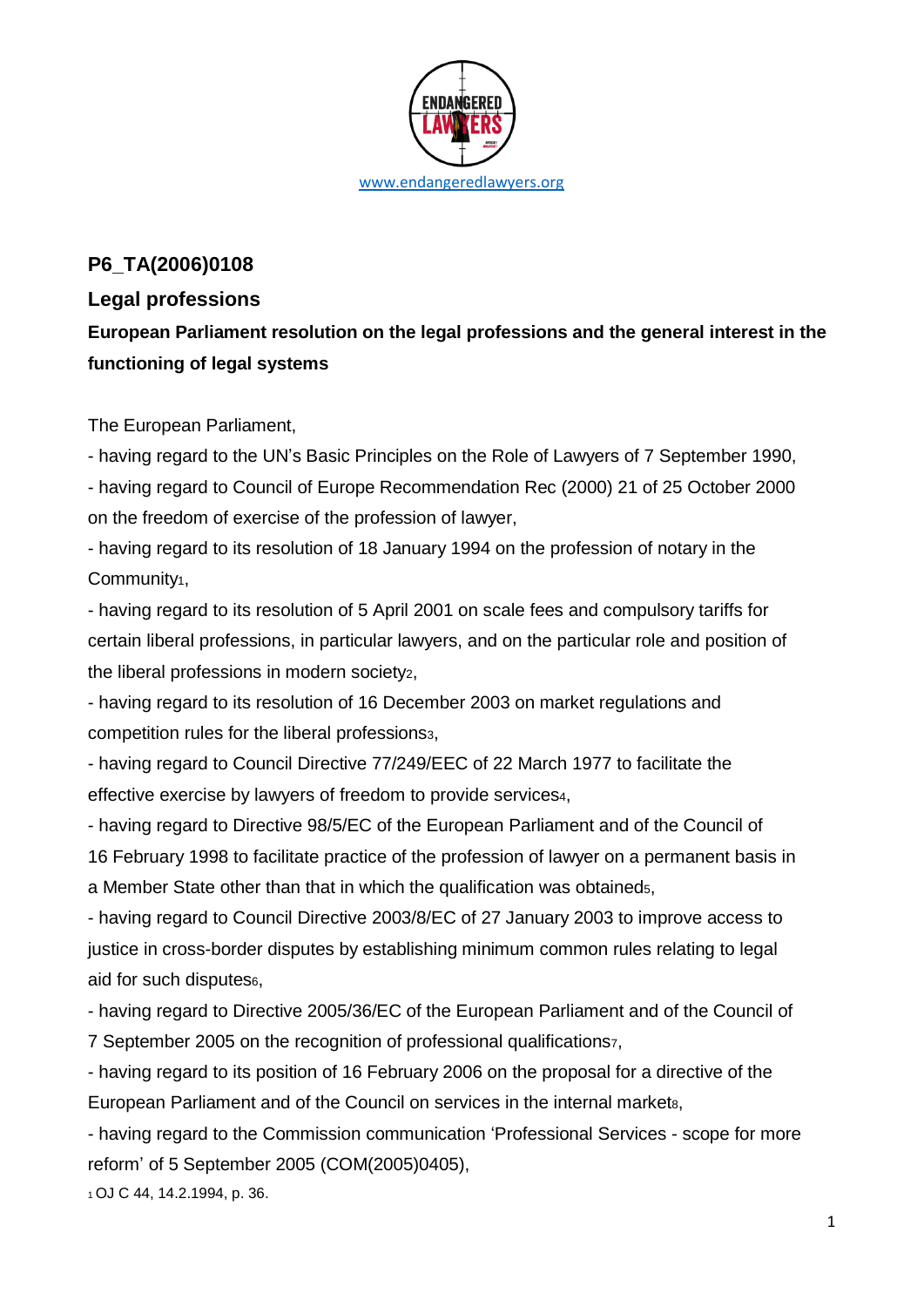www.endangeredlawyers.org

## P6_TA(2006)0108

## Legal professions

**European Parliament resolution on the legal professions and the general interest in the functioning of legal systems**

The European Parliament,

- having regard to the UN's Basic Principles on the Role of Lawyers of 7 September 1990,
- having regard to Council of Europe Recommendation Rec (2000) 21 of 25 October 2000 on the freedom of exercise of the profession of lawyer,
- having regard to its resolution of 18 January 1994 on the profession of notary in the Community[1],
- having regard to its resolution of 5 April 2001 on scale fees and compulsory tariffs for certain liberal professions, in particular lawyers, and on the particular role and position of the liberal professions in modern society[2],
- having regard to its resolution of 16 December 2003 on market regulations and competition rules for the liberal professions[3],
- having regard to Council Directive 77/249/EEC of 22 March 1977 to facilitate the effective exercise by lawyers of freedom to provide services[4],
- having regard to Directive 98/5/EC of the European Parliament and of the Council of 16 February 1998 to facilitate practice of the profession of lawyer on a permanent basis in a Member State other than that in which the qualification was obtained[5],
- having regard to Council Directive 2003/8/EC of 27 January 2003 to improve access to justice in cross-border disputes by establishing minimum common rules relating to legal aid for such disputes[6],
- having regard to Directive 2005/36/EC of the European Parliament and of the Council of 7 September 2005 on the recognition of professional qualifications[7],
- having regard to its position of 16 February 2006 on the proposal for a directive of the European Parliament and of the Council on services in the internal market[8],
- having regard to the Commission communication 'Professional Services - scope for more reform' of 5 September 2005 (COM(2005)0405),

[1] OJ C 44, 14.2.1994, p. 36.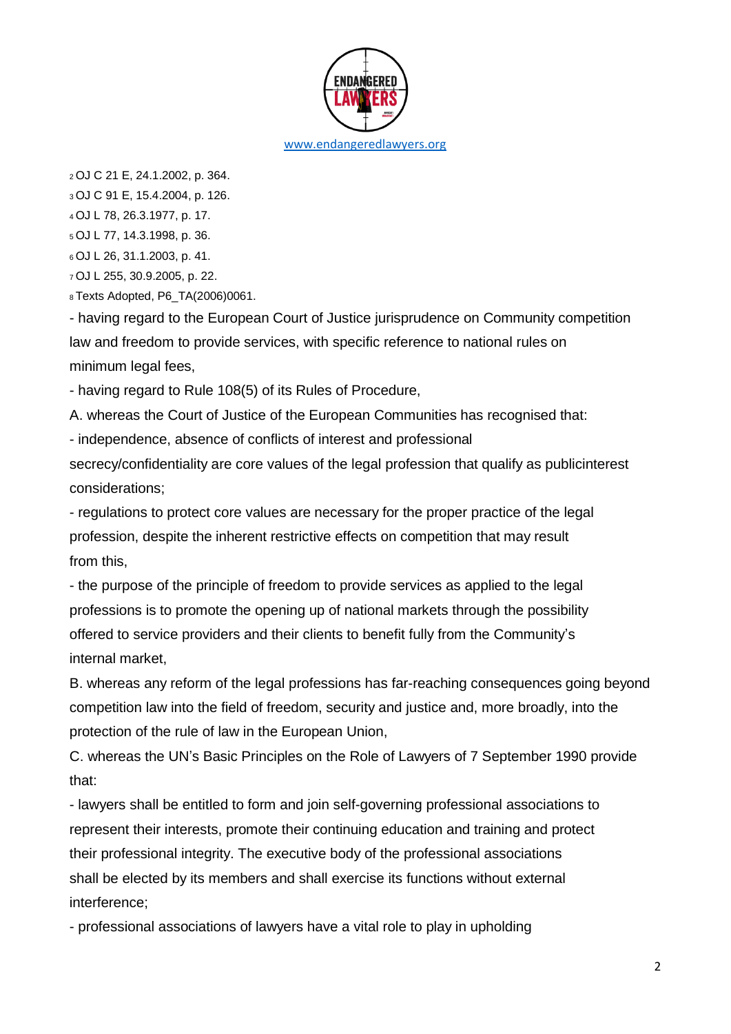[2] OJ C 21 E, 24.1.2002, p. 364.
[3] OJ C 91 E, 15.4.2004, p. 126.
[4] OJ L 78, 26.3.1977, p. 17.
[5] OJ L 77, 14.3.1998, p. 36.
[6] OJ L 26, 31.1.2003, p. 41.
[7] OJ L 255, 30.9.2005, p. 22.
[8] Texts Adopted, P6_TA(2006)0061.

- having regard to the European Court of Justice jurisprudence on Community competition law and freedom to provide services, with specific reference to national rules on minimum legal fees,

- having regard to Rule 108(5) of its Rules of Procedure,

A. whereas the Court of Justice of the European Communities has recognised that:

- independence, absence of conflicts of interest and professional secrecy/confidentiality are core values of the legal profession that qualify as publicinterest considerations;

- regulations to protect core values are necessary for the proper practice of the legal profession, despite the inherent restrictive effects on competition that may result from this,

- the purpose of the principle of freedom to provide services as applied to the legal professions is to promote the opening up of national markets through the possibility offered to service providers and their clients to benefit fully from the Community's internal market,

B. whereas any reform of the legal professions has far-reaching consequences going beyond competition law into the field of freedom, security and justice and, more broadly, into the protection of the rule of law in the European Union,

C. whereas the UN's Basic Principles on the Role of Lawyers of 7 September 1990 provide that:

- lawyers shall be entitled to form and join self-governing professional associations to represent their interests, promote their continuing education and training and protect their professional integrity. The executive body of the professional associations shall be elected by its members and shall exercise its functions without external interference;

- professional associations of lawyers have a vital role to play in upholding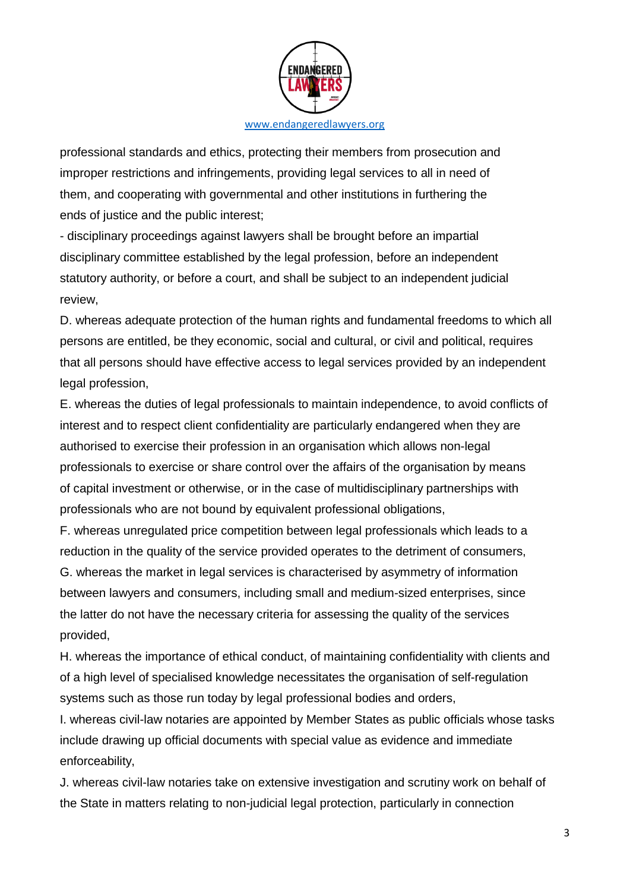professional standards and ethics, protecting their members from prosecution and improper restrictions and infringements, providing legal services to all in need of them, and cooperating with governmental and other institutions in furthering the ends of justice and the public interest;

- disciplinary proceedings against lawyers shall be brought before an impartial disciplinary committee established by the legal profession, before an independent statutory authority, or before a court, and shall be subject to an independent judicial review,

D. whereas adequate protection of the human rights and fundamental freedoms to which all persons are entitled, be they economic, social and cultural, or civil and political, requires that all persons should have effective access to legal services provided by an independent legal profession,

E. whereas the duties of legal professionals to maintain independence, to avoid conflicts of interest and to respect client confidentiality are particularly endangered when they are authorised to exercise their profession in an organisation which allows non-legal professionals to exercise or share control over the affairs of the organisation by means of capital investment or otherwise, or in the case of multidisciplinary partnerships with professionals who are not bound by equivalent professional obligations,

F. whereas unregulated price competition between legal professionals which leads to a reduction in the quality of the service provided operates to the detriment of consumers,

G. whereas the market in legal services is characterised by asymmetry of information between lawyers and consumers, including small and medium-sized enterprises, since the latter do not have the necessary criteria for assessing the quality of the services provided,

H. whereas the importance of ethical conduct, of maintaining confidentiality with clients and of a high level of specialised knowledge necessitates the organisation of self-regulation systems such as those run today by legal professional bodies and orders,

I. whereas civil-law notaries are appointed by Member States as public officials whose tasks include drawing up official documents with special value as evidence and immediate enforceability,

J. whereas civil-law notaries take on extensive investigation and scrutiny work on behalf of the State in matters relating to non-judicial legal protection, particularly in connection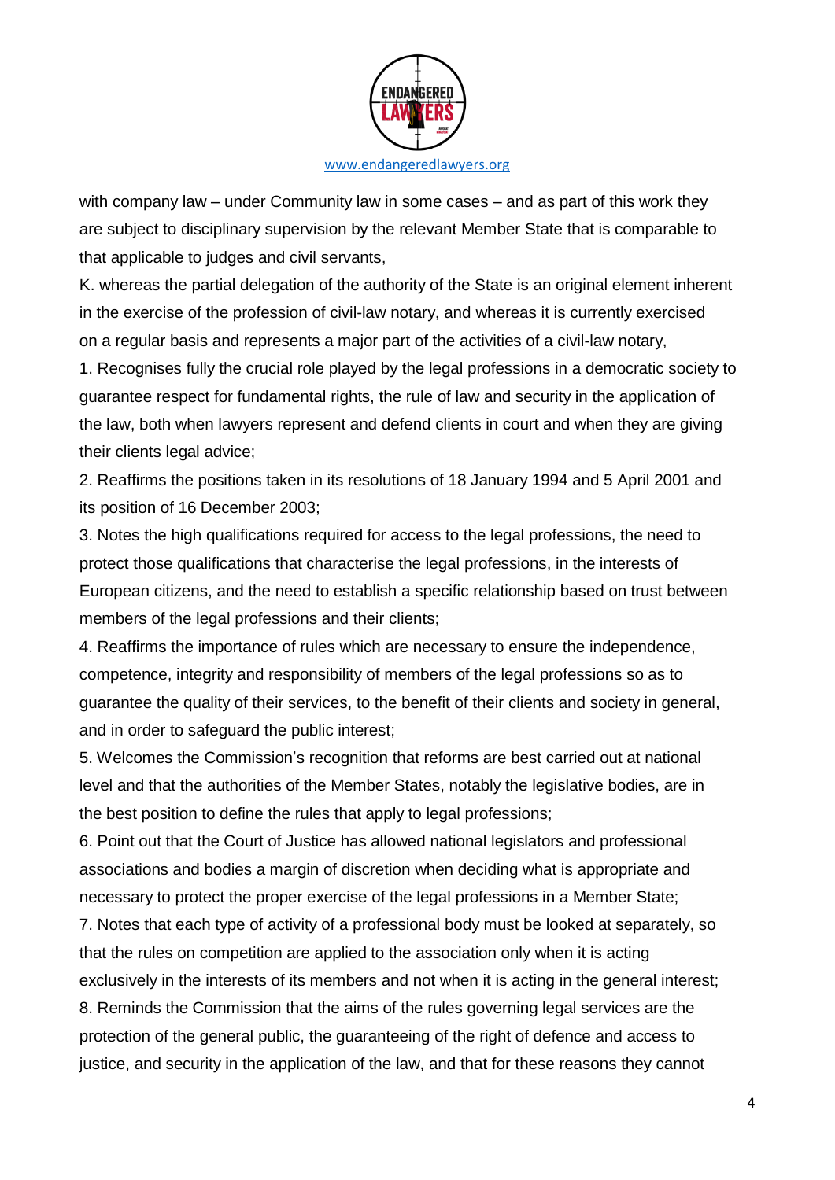with company law – under Community law in some cases – and as part of this work they are subject to disciplinary supervision by the relevant Member State that is comparable to that applicable to judges and civil servants,

K. whereas the partial delegation of the authority of the State is an original element inherent in the exercise of the profession of civil-law notary, and whereas it is currently exercised on a regular basis and represents a major part of the activities of a civil-law notary,

1. Recognises fully the crucial role played by the legal professions in a democratic society to guarantee respect for fundamental rights, the rule of law and security in the application of the law, both when lawyers represent and defend clients in court and when they are giving their clients legal advice;
2. Reaffirms the positions taken in its resolutions of 18 January 1994 and 5 April 2001 and its position of 16 December 2003;
3. Notes the high qualifications required for access to the legal professions, the need to protect those qualifications that characterise the legal professions, in the interests of European citizens, and the need to establish a specific relationship based on trust between members of the legal professions and their clients;
4. Reaffirms the importance of rules which are necessary to ensure the independence, competence, integrity and responsibility of members of the legal professions so as to guarantee the quality of their services, to the benefit of their clients and society in general, and in order to safeguard the public interest;
5. Welcomes the Commission's recognition that reforms are best carried out at national level and that the authorities of the Member States, notably the legislative bodies, are in the best position to define the rules that apply to legal professions;
6. Point out that the Court of Justice has allowed national legislators and professional associations and bodies a margin of discretion when deciding what is appropriate and necessary to protect the proper exercise of the legal professions in a Member State;
7. Notes that each type of activity of a professional body must be looked at separately, so that the rules on competition are applied to the association only when it is acting exclusively in the interests of its members and not when it is acting in the general interest;
8. Reminds the Commission that the aims of the rules governing legal services are the protection of the general public, the guaranteeing of the right of defence and access to justice, and security in the application of the law, and that for these reasons they cannot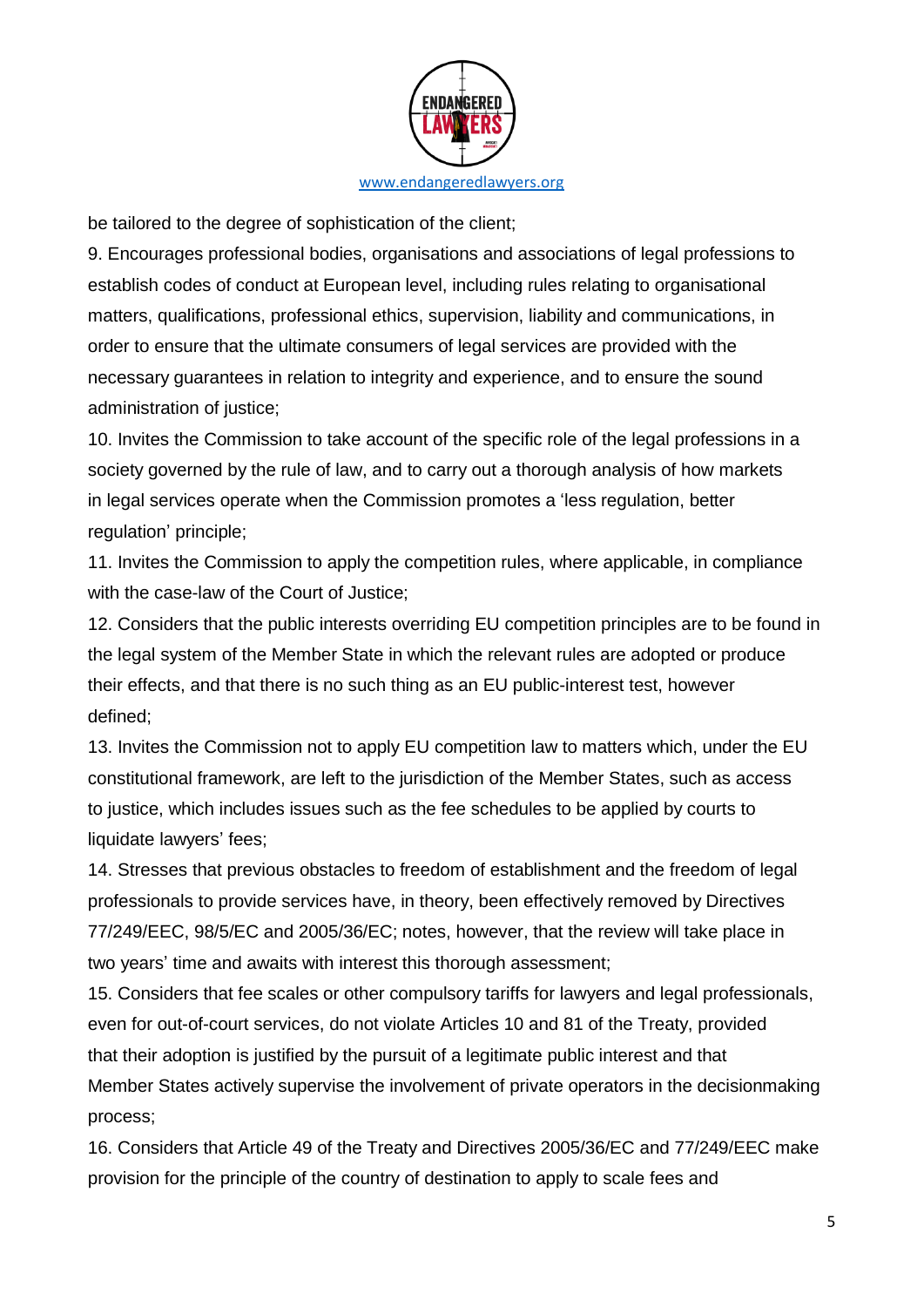be tailored to the degree of sophistication of the client;

9. Encourages professional bodies, organisations and associations of legal professions to establish codes of conduct at European level, including rules relating to organisational matters, qualifications, professional ethics, supervision, liability and communications, in order to ensure that the ultimate consumers of legal services are provided with the necessary guarantees in relation to integrity and experience, and to ensure the sound administration of justice;

10. Invites the Commission to take account of the specific role of the legal professions in a society governed by the rule of law, and to carry out a thorough analysis of how markets in legal services operate when the Commission promotes a 'less regulation, better regulation' principle;

11. Invites the Commission to apply the competition rules, where applicable, in compliance with the case-law of the Court of Justice;

12. Considers that the public interests overriding EU competition principles are to be found in the legal system of the Member State in which the relevant rules are adopted or produce their effects, and that there is no such thing as an EU public-interest test, however defined;

13. Invites the Commission not to apply EU competition law to matters which, under the EU constitutional framework, are left to the jurisdiction of the Member States, such as access to justice, which includes issues such as the fee schedules to be applied by courts to liquidate lawyers' fees;

14. Stresses that previous obstacles to freedom of establishment and the freedom of legal professionals to provide services have, in theory, been effectively removed by Directives 77/249/EEC, 98/5/EC and 2005/36/EC; notes, however, that the review will take place in two years' time and awaits with interest this thorough assessment;

15. Considers that fee scales or other compulsory tariffs for lawyers and legal professionals, even for out-of-court services, do not violate Articles 10 and 81 of the Treaty, provided that their adoption is justified by the pursuit of a legitimate public interest and that Member States actively supervise the involvement of private operators in the decisionmaking process;

16. Considers that Article 49 of the Treaty and Directives 2005/36/EC and 77/249/EEC make provision for the principle of the country of destination to apply to scale fees and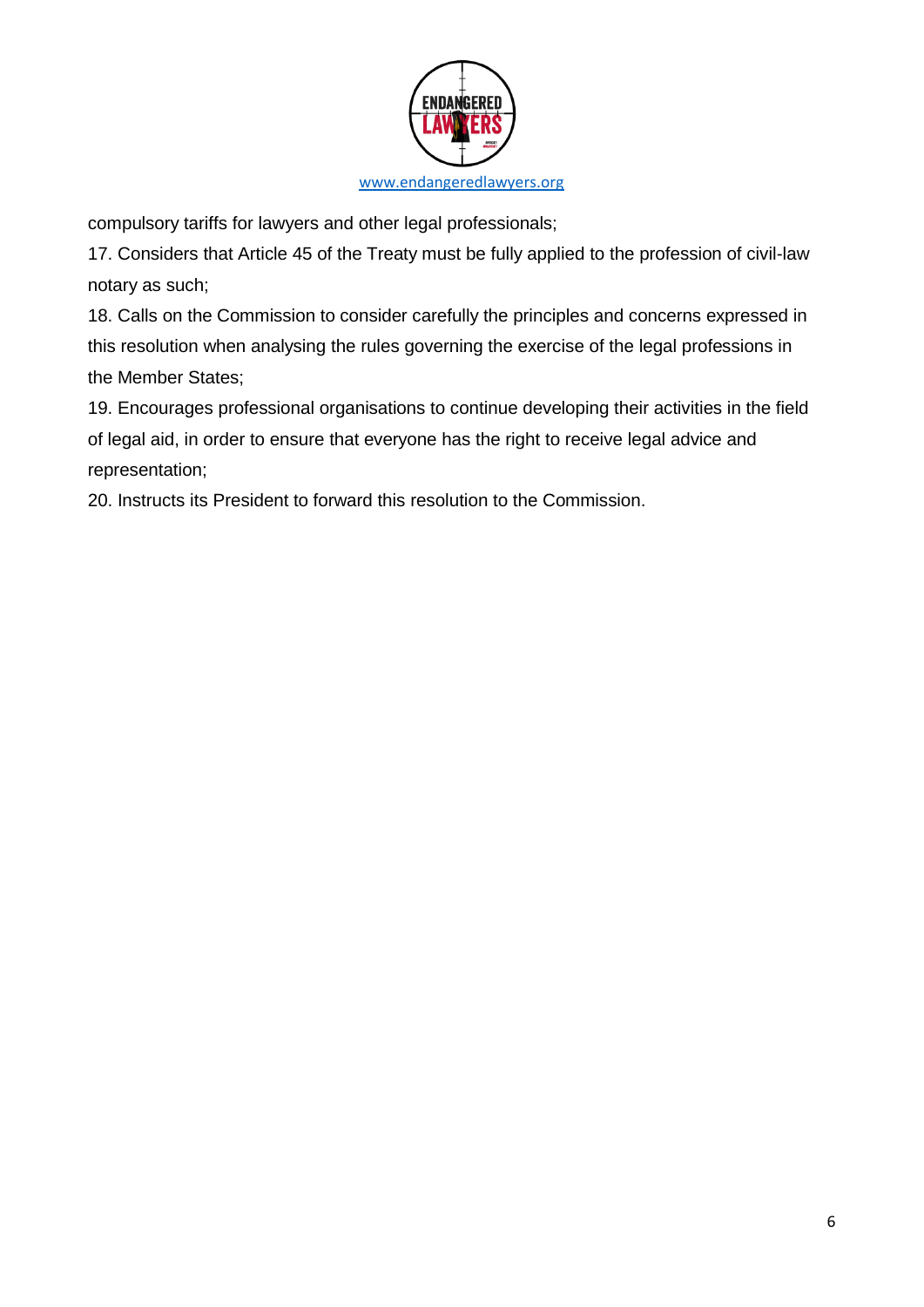compulsory tariffs for lawyers and other legal professionals;

17. Considers that Article 45 of the Treaty must be fully applied to the profession of civil-law notary as such;

18. Calls on the Commission to consider carefully the principles and concerns expressed in this resolution when analysing the rules governing the exercise of the legal professions in the Member States;

19. Encourages professional organisations to continue developing their activities in the field of legal aid, in order to ensure that everyone has the right to receive legal advice and representation;

20. Instructs its President to forward this resolution to the Commission.